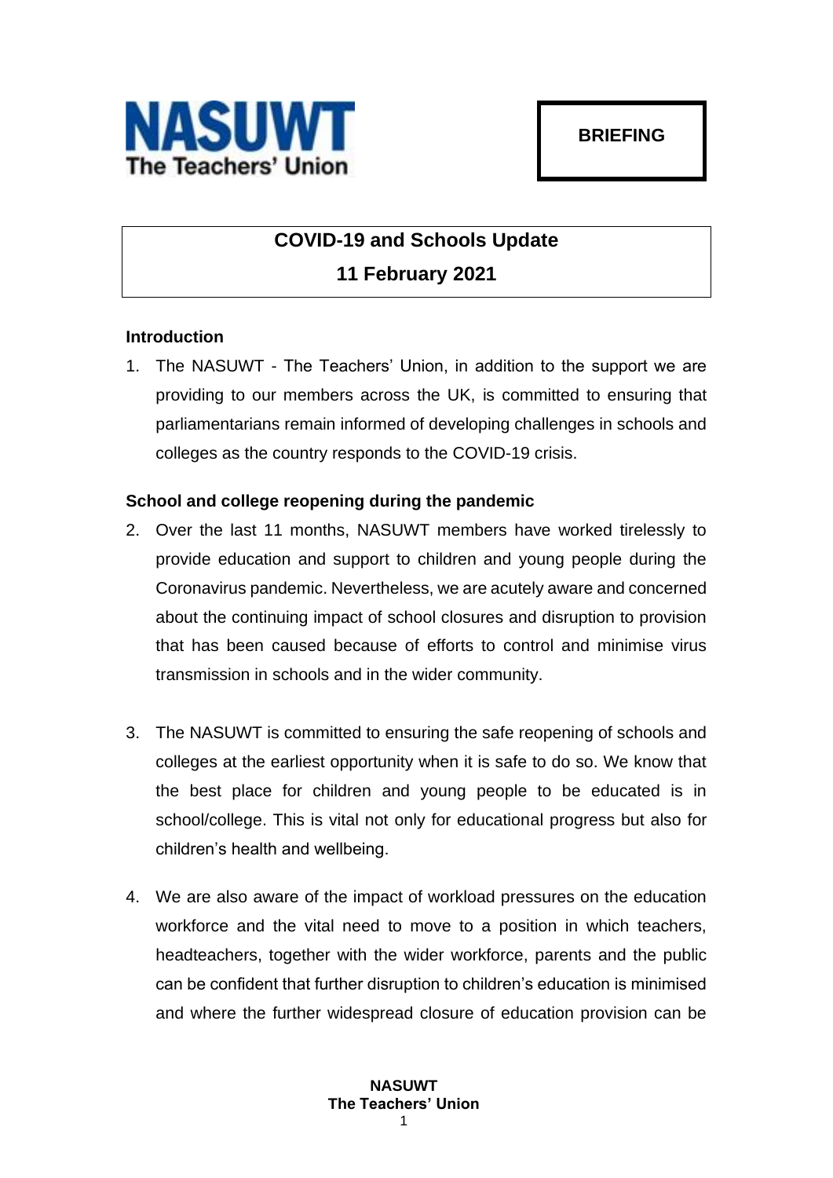NASUWT
The Teachers' Union

**BRIEFING**

# COVID-19 and Schools Update

## 11 February 2021

### Introduction

1. The NASUWT - The Teachers' Union, in addition to the support we are providing to our members across the UK, is committed to ensuring that parliamentarians remain informed of developing challenges in schools and colleges as the country responds to the COVID-19 crisis.

### School and college reopening during the pandemic

2. Over the last 11 months, NASUWT members have worked tirelessly to provide education and support to children and young people during the Coronavirus pandemic. Nevertheless, we are acutely aware and concerned about the continuing impact of school closures and disruption to provision that has been caused because of efforts to control and minimise virus transmission in schools and in the wider community.

3. The NASUWT is committed to ensuring the safe reopening of schools and colleges at the earliest opportunity when it is safe to do so. We know that the best place for children and young people to be educated is in school/college. This is vital not only for educational progress but also for children's health and wellbeing.

4. We are also aware of the impact of workload pressures on the education workforce and the vital need to move to a position in which teachers, headteachers, together with the wider workforce, parents and the public can be confident that further disruption to children's education is minimised and where the further widespread closure of education provision can be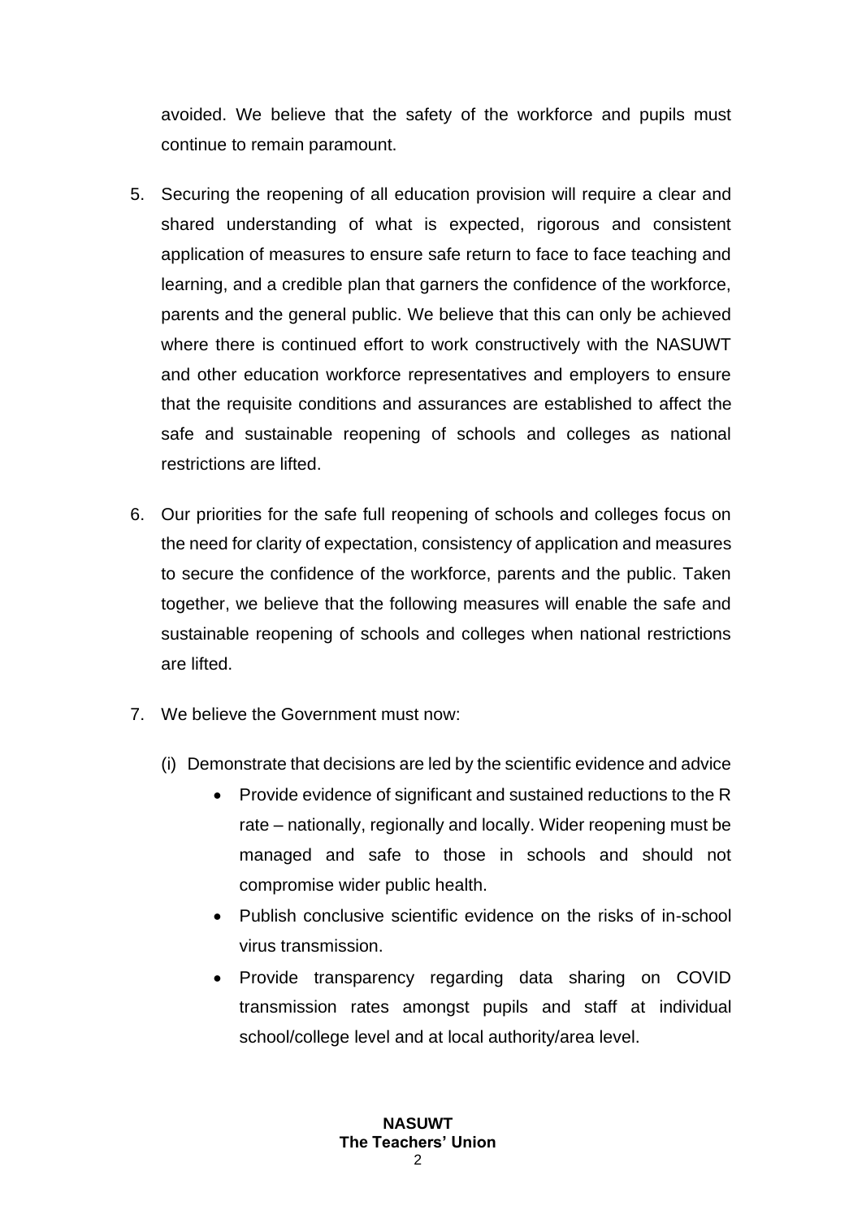avoided. We believe that the safety of the workforce and pupils must continue to remain paramount.

5. Securing the reopening of all education provision will require a clear and shared understanding of what is expected, rigorous and consistent application of measures to ensure safe return to face to face teaching and learning, and a credible plan that garners the confidence of the workforce, parents and the general public. We believe that this can only be achieved where there is continued effort to work constructively with the NASUWT and other education workforce representatives and employers to ensure that the requisite conditions and assurances are established to affect the safe and sustainable reopening of schools and colleges as national restrictions are lifted.

6. Our priorities for the safe full reopening of schools and colleges focus on the need for clarity of expectation, consistency of application and measures to secure the confidence of the workforce, parents and the public. Taken together, we believe that the following measures will enable the safe and sustainable reopening of schools and colleges when national restrictions are lifted.

7. We believe the Government must now:

   (i) Demonstrate that decisions are led by the scientific evidence and advice

   - Provide evidence of significant and sustained reductions to the R rate – nationally, regionally and locally. Wider reopening must be managed and safe to those in schools and should not compromise wider public health.
   - Publish conclusive scientific evidence on the risks of in-school virus transmission.
   - Provide transparency regarding data sharing on COVID transmission rates amongst pupils and staff at individual school/college level and at local authority/area level.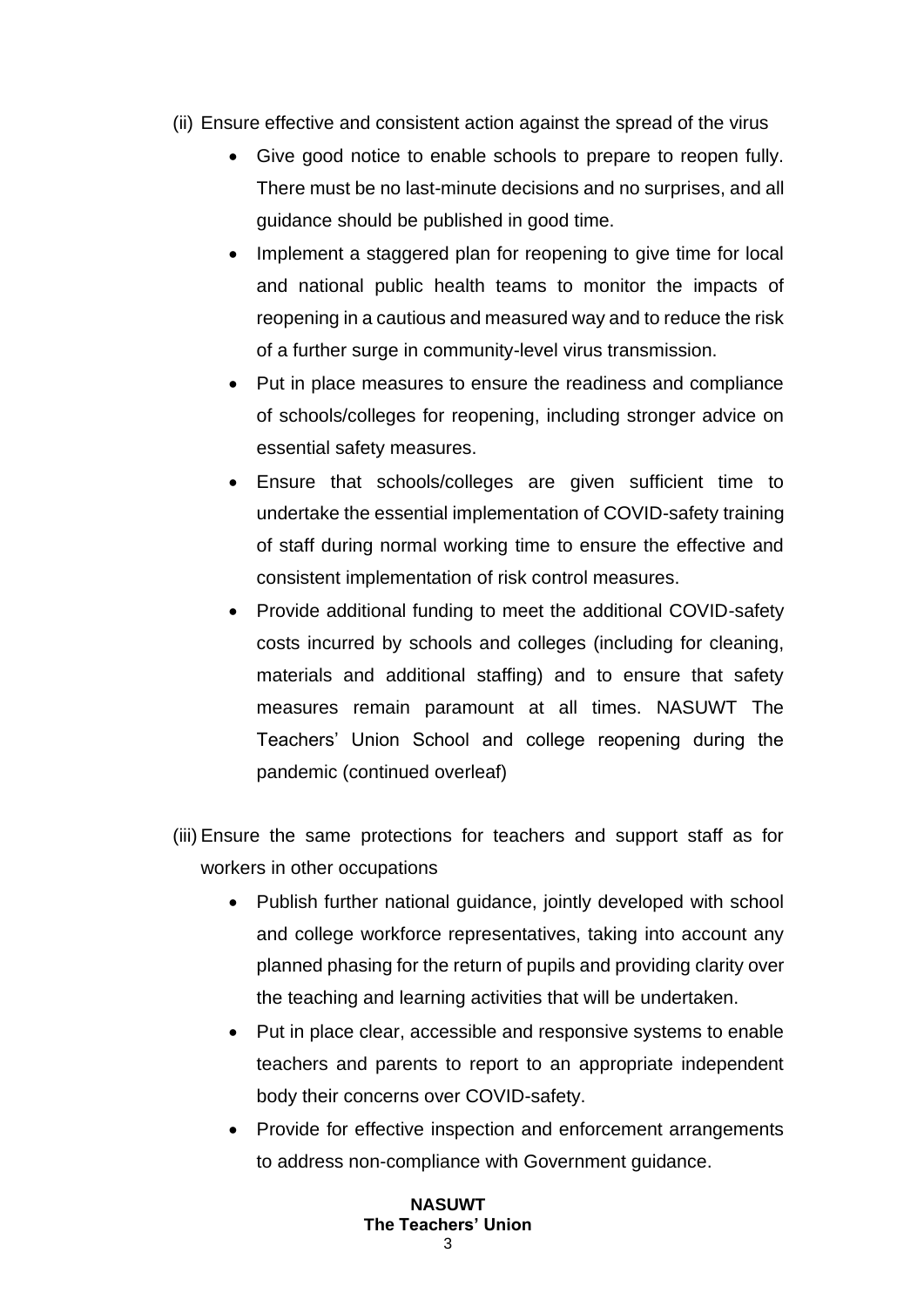(ii) Ensure effective and consistent action against the spread of the virus

- Give good notice to enable schools to prepare to reopen fully. There must be no last-minute decisions and no surprises, and all guidance should be published in good time.
- Implement a staggered plan for reopening to give time for local and national public health teams to monitor the impacts of reopening in a cautious and measured way and to reduce the risk of a further surge in community-level virus transmission.
- Put in place measures to ensure the readiness and compliance of schools/colleges for reopening, including stronger advice on essential safety measures.
- Ensure that schools/colleges are given sufficient time to undertake the essential implementation of COVID-safety training of staff during normal working time to ensure the effective and consistent implementation of risk control measures.
- Provide additional funding to meet the additional COVID-safety costs incurred by schools and colleges (including for cleaning, materials and additional staffing) and to ensure that safety measures remain paramount at all times. NASUWT The Teachers' Union School and college reopening during the pandemic (continued overleaf)

(iii) Ensure the same protections for teachers and support staff as for workers in other occupations

- Publish further national guidance, jointly developed with school and college workforce representatives, taking into account any planned phasing for the return of pupils and providing clarity over the teaching and learning activities that will be undertaken.
- Put in place clear, accessible and responsive systems to enable teachers and parents to report to an appropriate independent body their concerns over COVID-safety.
- Provide for effective inspection and enforcement arrangements to address non-compliance with Government guidance.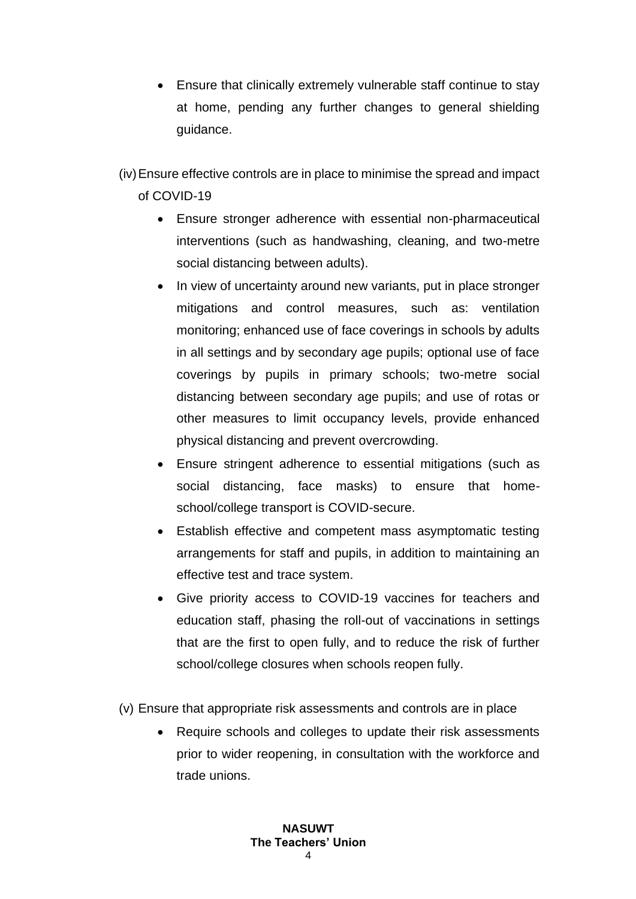- Ensure that clinically extremely vulnerable staff continue to stay at home, pending any further changes to general shielding guidance.

(iv) Ensure effective controls are in place to minimise the spread and impact of COVID-19

- Ensure stronger adherence with essential non-pharmaceutical interventions (such as handwashing, cleaning, and two-metre social distancing between adults).
- In view of uncertainty around new variants, put in place stronger mitigations and control measures, such as: ventilation monitoring; enhanced use of face coverings in schools by adults in all settings and by secondary age pupils; optional use of face coverings by pupils in primary schools; two-metre social distancing between secondary age pupils; and use of rotas or other measures to limit occupancy levels, provide enhanced physical distancing and prevent overcrowding.
- Ensure stringent adherence to essential mitigations (such as social distancing, face masks) to ensure that home-school/college transport is COVID-secure.
- Establish effective and competent mass asymptomatic testing arrangements for staff and pupils, in addition to maintaining an effective test and trace system.
- Give priority access to COVID-19 vaccines for teachers and education staff, phasing the roll-out of vaccinations in settings that are the first to open fully, and to reduce the risk of further school/college closures when schools reopen fully.

(v) Ensure that appropriate risk assessments and controls are in place

- Require schools and colleges to update their risk assessments prior to wider reopening, in consultation with the workforce and trade unions.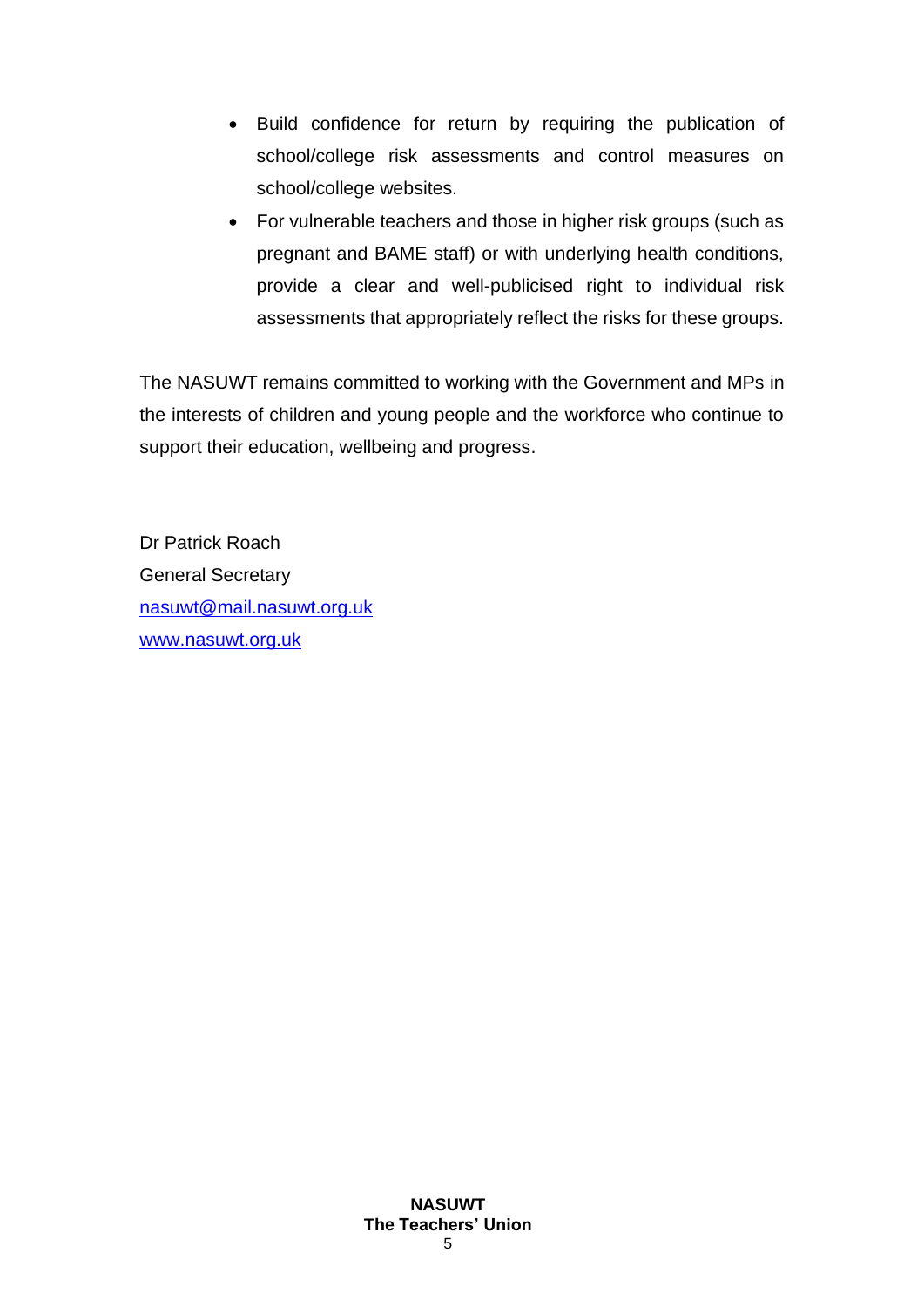- Build confidence for return by requiring the publication of school/college risk assessments and control measures on school/college websites.
- For vulnerable teachers and those in higher risk groups (such as pregnant and BAME staff) or with underlying health conditions, provide a clear and well-publicised right to individual risk assessments that appropriately reflect the risks for these groups.

The NASUWT remains committed to working with the Government and MPs in the interests of children and young people and the workforce who continue to support their education, wellbeing and progress.

Dr Patrick Roach
General Secretary
nasuwt@mail.nasuwt.org.uk
www.nasuwt.org.uk